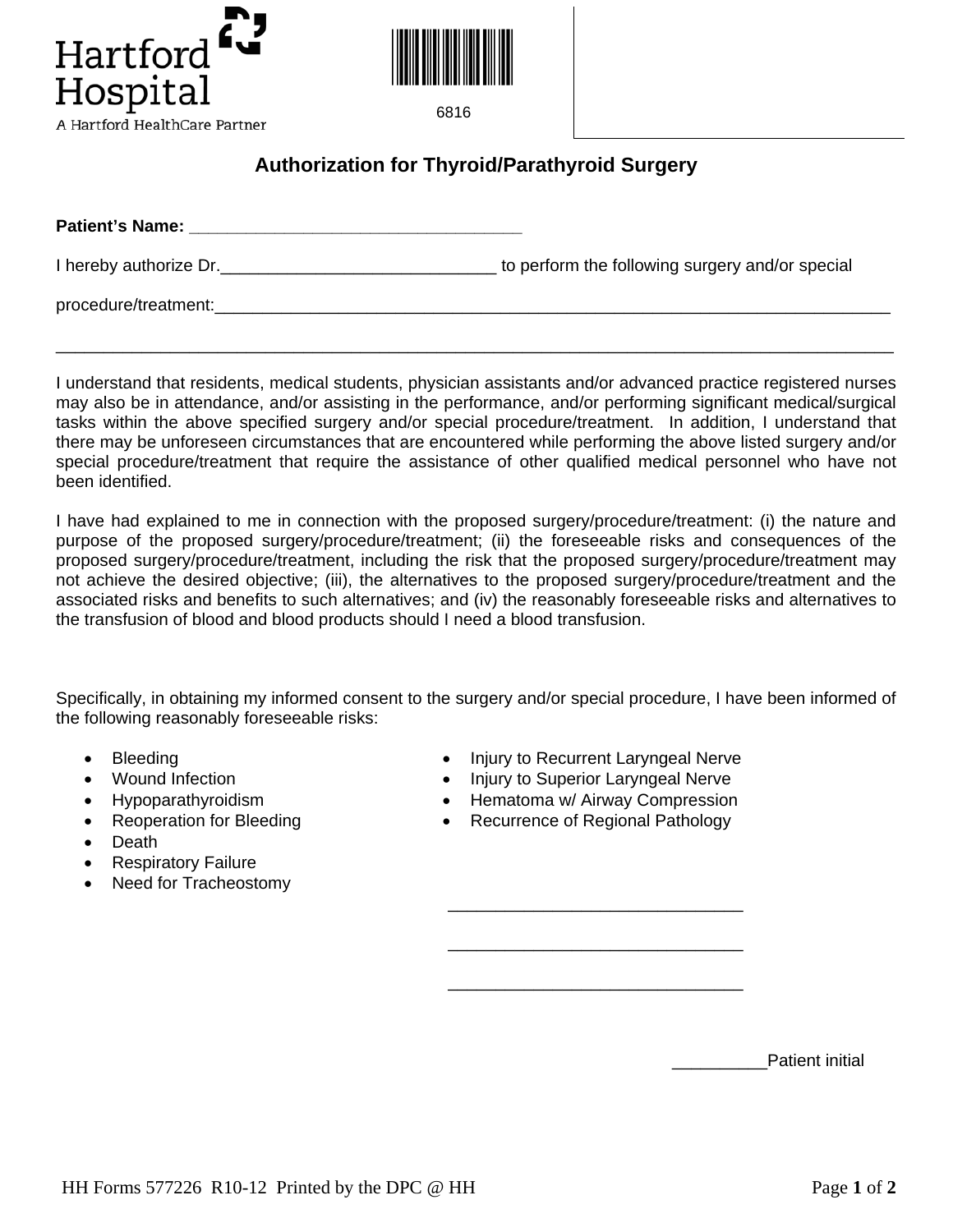Hartford Hospital

A Hartford HealthCare Partner

6816

# Authorization for Thyroid/Parathyroid Surgery

**Patient's Name: ___________________________________**

I hereby authorize Dr.____________________________ to perform the following surgery and/or special procedure/treatment:___________________________________________________________________

___________________________________________________________________________________

I understand that residents, medical students, physician assistants and/or advanced practice registered nurses may also be in attendance, and/or assisting in the performance, and/or performing significant medical/surgical tasks within the above specified surgery and/or special procedure/treatment. In addition, I understand that there may be unforeseen circumstances that are encountered while performing the above listed surgery and/or special procedure/treatment that require the assistance of other qualified medical personnel who have not been identified.

I have had explained to me in connection with the proposed surgery/procedure/treatment: (i) the nature and purpose of the proposed surgery/procedure/treatment; (ii) the foreseeable risks and consequences of the proposed surgery/procedure/treatment, including the risk that the proposed surgery/procedure/treatment may not achieve the desired objective; (iii), the alternatives to the proposed surgery/procedure/treatment and the associated risks and benefits to such alternatives; and (iv) the reasonably foreseeable risks and alternatives to the transfusion of blood and blood products should I need a blood transfusion.

Specifically, in obtaining my informed consent to the surgery and/or special procedure, I have been informed of the following reasonably foreseeable risks:

- Bleeding
- Wound Infection
- Hypoparathyroidism
- Reoperation for Bleeding
- Death
- Respiratory Failure
- Need for Tracheostomy
- Injury to Recurrent Laryngeal Nerve
- Injury to Superior Laryngeal Nerve
- Hematoma w/ Airway Compression
- Recurrence of Regional Pathology

______________________________

______________________________

______________________________

__________Patient initial

HH Forms 577226 R10-12 Printed by the DPC @ HH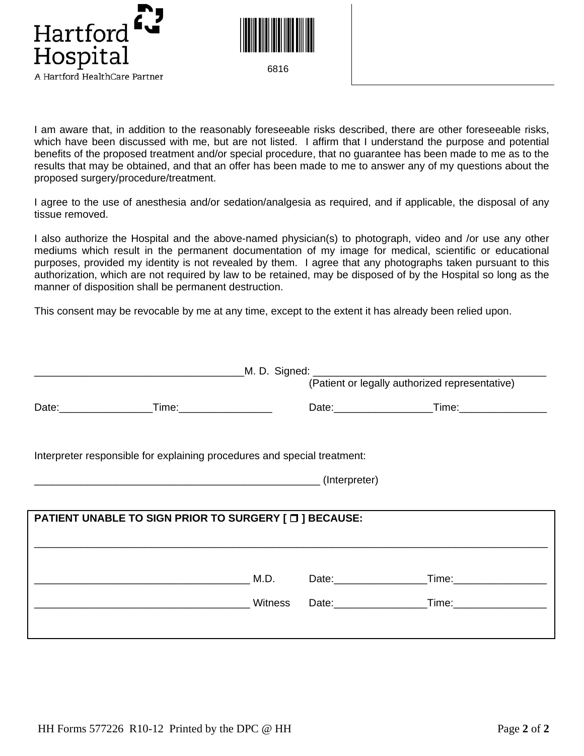Hartford Hospital
A Hartford HealthCare Partner

6816

I am aware that, in addition to the reasonably foreseeable risks described, there are other foreseeable risks, which have been discussed with me, but are not listed. I affirm that I understand the purpose and potential benefits of the proposed treatment and/or special procedure, that no guarantee has been made to me as to the results that may be obtained, and that an offer has been made to me to answer any of my questions about the proposed surgery/procedure/treatment.

I agree to the use of anesthesia and/or sedation/analgesia as required, and if applicable, the disposal of any tissue removed.

I also authorize the Hospital and the above-named physician(s) to photograph, video and /or use any other mediums which result in the permanent documentation of my image for medical, scientific or educational purposes, provided my identity is not revealed by them. I agree that any photographs taken pursuant to this authorization, which are not required by law to be retained, may be disposed of by the Hospital so long as the manner of disposition shall be permanent destruction.

This consent may be revocable by me at any time, except to the extent it has already been relied upon.

____________________________________M. D. Signed: ________________________________________
(Patient or legally authorized representative)

Date:________________Time:________________ Date:_________________Time:_______________

Interpreter responsible for explaining procedures and special treatment:

__________________________________________________ (Interpreter)

**PATIENT UNABLE TO SIGN PRIOR TO SURGERY [ ❐ ] BECAUSE:**

__________________________________________________________________________________________

_____________________________________ M.D. Date:________________Time:________________

_____________________________________ Witness Date:________________Time:________________

HH Forms 577226 R10-12 Printed by the DPC @ HH